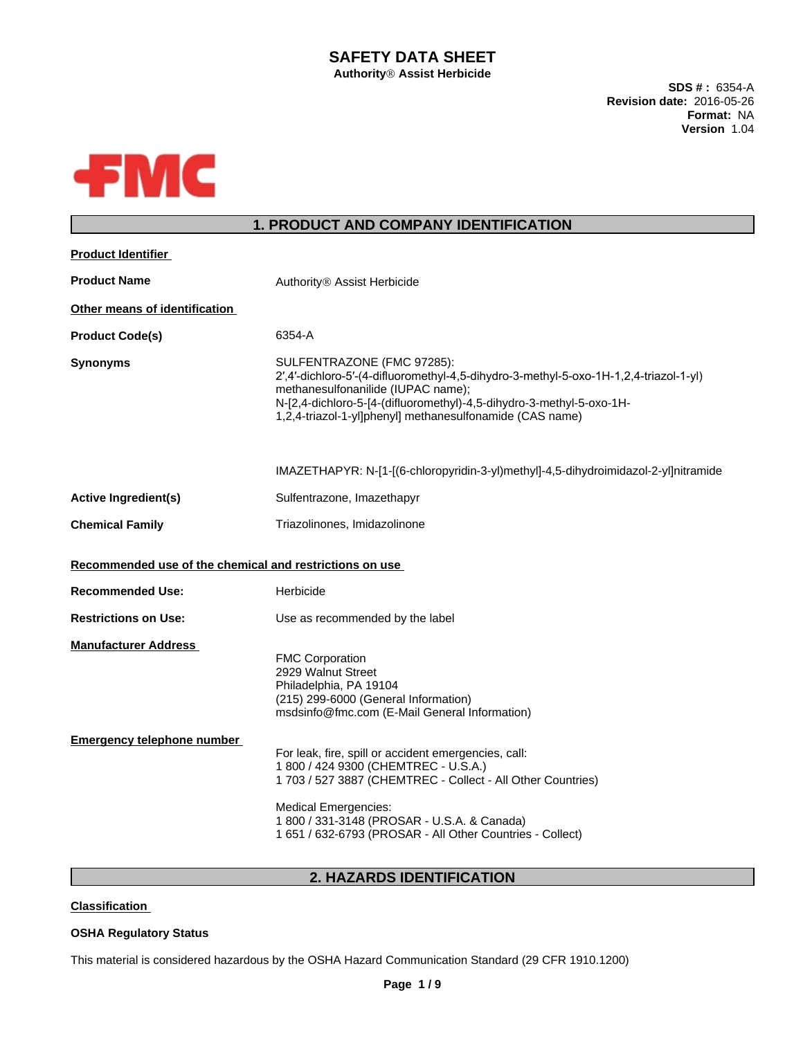# SAFETY DATA SHEET

**Authority® Assist Herbicide**

**SDS # :** 6354-A
**Revision date:** 2016-05-26
**Format:** NA
**Version** 1.04

## 1. PRODUCT AND COMPANY IDENTIFICATION

**Product Identifier**

**Product Name** Authority® Assist Herbicide

**Other means of identification**

**Product Code(s)** 6354-A

**Synonyms** SULFENTRAZONE (FMC 97285):
2′,4′-dichloro-5′-(4-difluoromethyl-4,5-dihydro-3-methyl-5-oxo-1H-1,2,4-triazol-1-yl) methanesulfonanilide (IUPAC name);
N-[2,4-dichloro-5-[4-(difluoromethyl)-4,5-dihydro-3-methyl-5-oxo-1H-1,2,4-triazol-1-yl]phenyl] methanesulfonamide (CAS name)

IMAZETHAPYR: N-[1-[(6-chloropyridin-3-yl)methyl]-4,5-dihydroimidazol-2-yl]nitramide

**Active Ingredient(s)** Sulfentrazone, Imazethapyr

**Chemical Family** Triazolinones, Imidazolinone

**Recommended use of the chemical and restrictions on use**

**Recommended Use:** Herbicide

**Restrictions on Use:** Use as recommended by the label

**Manufacturer Address**

FMC Corporation
2929 Walnut Street
Philadelphia, PA 19104
(215) 299-6000 (General Information)
msdsinfo@fmc.com (E-Mail General Information)

**Emergency telephone number**

For leak, fire, spill or accident emergencies, call:
1 800 / 424 9300 (CHEMTREC - U.S.A.)
1 703 / 527 3887 (CHEMTREC - Collect - All Other Countries)

Medical Emergencies:
1 800 / 331-3148 (PROSAR - U.S.A. & Canada)
1 651 / 632-6793 (PROSAR - All Other Countries - Collect)

## 2. HAZARDS IDENTIFICATION

**Classification**

**OSHA Regulatory Status**

This material is considered hazardous by the OSHA Hazard Communication Standard (29 CFR 1910.1200)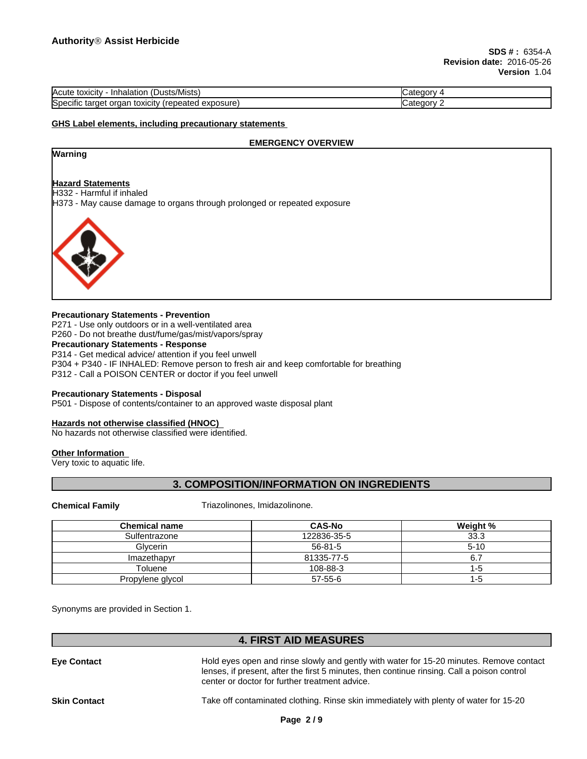| Acute toxicity - Inhalation (Dusts/Mists) | Category 4 |
| --- | --- |
| Specific target organ toxicity (repeated exposure) | Category 2 |

**GHS Label elements, including precautionary statements**

**EMERGENCY OVERVIEW**

**Warning**

**Hazard Statements**

H332 - Harmful if inhaled

H373 - May cause damage to organs through prolonged or repeated exposure

**Precautionary Statements - Prevention**

P271 - Use only outdoors or in a well-ventilated area

P260 - Do not breathe dust/fume/gas/mist/vapors/spray

**Precautionary Statements - Response**

P314 - Get medical advice/ attention if you feel unwell

P304 + P340 - IF INHALED: Remove person to fresh air and keep comfortable for breathing

P312 - Call a POISON CENTER or doctor if you feel unwell

**Precautionary Statements - Disposal**

P501 - Dispose of contents/container to an approved waste disposal plant

**Hazards not otherwise classified (HNOC)**

No hazards not otherwise classified were identified.

**Other Information**

Very toxic to aquatic life.

## 3. COMPOSITION/INFORMATION ON INGREDIENTS

**Chemical Family** Triazolinones, Imidazolinone.

| Chemical name | CAS-No | Weight % |
| --- | --- | --- |
| Sulfentrazone | 122836-35-5 | 33.3 |
| Glycerin | 56-81-5 | 5-10 |
| Imazethapyr | 81335-77-5 | 6.7 |
| Toluene | 108-88-3 | 1-5 |
| Propylene glycol | 57-55-6 | 1-5 |

Synonyms are provided in Section 1.

## 4. FIRST AID MEASURES

**Eye Contact** Hold eyes open and rinse slowly and gently with water for 15-20 minutes. Remove contact lenses, if present, after the first 5 minutes, then continue rinsing. Call a poison control center or doctor for further treatment advice.

**Skin Contact** Take off contaminated clothing. Rinse skin immediately with plenty of water for 15-20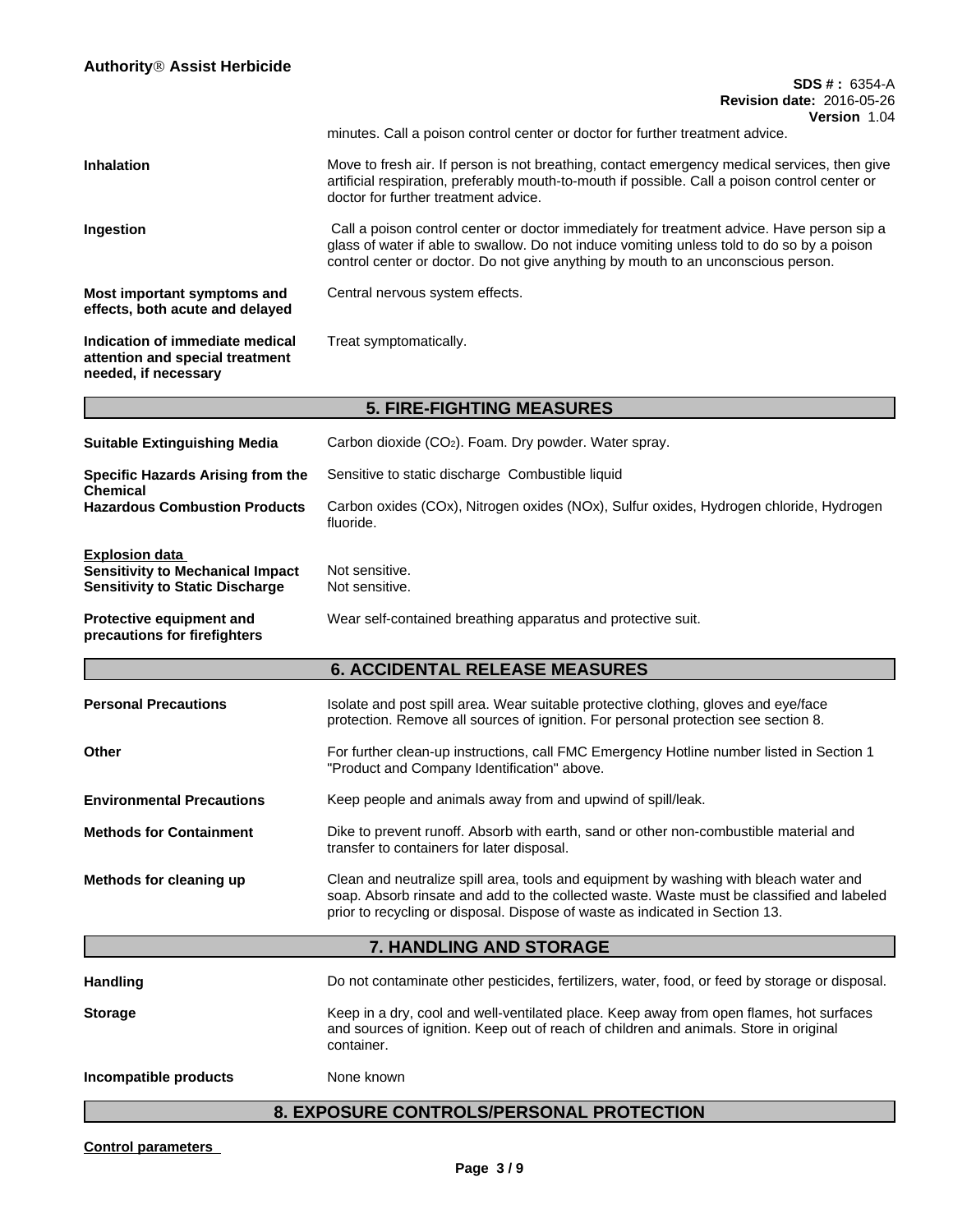minutes. Call a poison control center or doctor for further treatment advice.

**Inhalation**

Move to fresh air. If person is not breathing, contact emergency medical services, then give artificial respiration, preferably mouth-to-mouth if possible. Call a poison control center or doctor for further treatment advice.

**Ingestion**

Call a poison control center or doctor immediately for treatment advice. Have person sip a glass of water if able to swallow. Do not induce vomiting unless told to do so by a poison control center or doctor. Do not give anything by mouth to an unconscious person.

**Most important symptoms and effects, both acute and delayed**

Central nervous system effects.

**Indication of immediate medical attention and special treatment needed, if necessary**

Treat symptomatically.

## 5. FIRE-FIGHTING MEASURES

**Suitable Extinguishing Media**

Carbon dioxide ($CO_2$). Foam. Dry powder. Water spray.

**Specific Hazards Arising from the Chemical**

Sensitive to static discharge Combustible liquid

**Hazardous Combustion Products**

Carbon oxides (COx), Nitrogen oxides (NOx), Sulfur oxides, Hydrogen chloride, Hydrogen fluoride.

**Explosion data**

**Sensitivity to Mechanical Impact** Not sensitive.

**Sensitivity to Static Discharge** Not sensitive.

**Protective equipment and precautions for firefighters**

Wear self-contained breathing apparatus and protective suit.

## 6. ACCIDENTAL RELEASE MEASURES

**Personal Precautions**

Isolate and post spill area. Wear suitable protective clothing, gloves and eye/face protection. Remove all sources of ignition. For personal protection see section 8.

**Other**

For further clean-up instructions, call FMC Emergency Hotline number listed in Section 1 "Product and Company Identification" above.

**Environmental Precautions**

Keep people and animals away from and upwind of spill/leak.

**Methods for Containment**

Dike to prevent runoff. Absorb with earth, sand or other non-combustible material and transfer to containers for later disposal.

**Methods for cleaning up**

Clean and neutralize spill area, tools and equipment by washing with bleach water and soap. Absorb rinsate and add to the collected waste. Waste must be classified and labeled prior to recycling or disposal. Dispose of waste as indicated in Section 13.

## 7. HANDLING AND STORAGE

**Handling**

Do not contaminate other pesticides, fertilizers, water, food, or feed by storage or disposal.

**Storage**

Keep in a dry, cool and well-ventilated place. Keep away from open flames, hot surfaces and sources of ignition. Keep out of reach of children and animals. Store in original container.

**Incompatible products**

None known

## 8. EXPOSURE CONTROLS/PERSONAL PROTECTION

**Control parameters**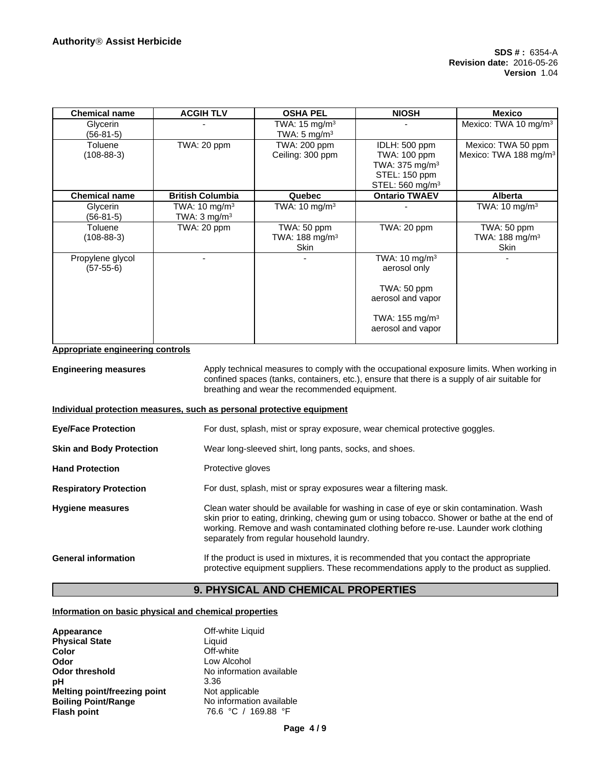| Chemical name | ACGIH TLV | OSHA PEL | NIOSH | Mexico |
|---|---|---|---|---|
| Glycerin (56-81-5) | - | TWA: 15 mg/m$^3$<br>TWA: 5 mg/m$^3$ | - | Mexico: TWA 10 mg/m$^3$ |
| Toluene (108-88-3) | TWA: 20 ppm | TWA: 200 ppm<br>Ceiling: 300 ppm | IDLH: 500 ppm<br>TWA: 100 ppm<br>TWA: 375 mg/m$^3$<br>STEL: 150 ppm<br>STEL: 560 mg/m$^3$ | Mexico: TWA 50 ppm<br>Mexico: TWA 188 mg/m$^3$ |

| Chemical name | British Columbia | Quebec | Ontario TWAEV | Alberta |
|---|---|---|---|---|
| Glycerin (56-81-5) | TWA: 10 mg/m$^3$<br>TWA: 3 mg/m$^3$ | TWA: 10 mg/m$^3$ | - | TWA: 10 mg/m$^3$ |
| Toluene (108-88-3) | TWA: 20 ppm | TWA: 50 ppm<br>TWA: 188 mg/m$^3$<br>Skin | TWA: 20 ppm | TWA: 50 ppm<br>TWA: 188 mg/m$^3$<br>Skin |
| Propylene glycol (57-55-6) | - | - | TWA: 10 mg/m$^3$ aerosol only<br><br>TWA: 50 ppm aerosol and vapor<br><br>TWA: 155 mg/m$^3$ aerosol and vapor | - |

**Appropriate engineering controls**

**Engineering measures** Apply technical measures to comply with the occupational exposure limits. When working in confined spaces (tanks, containers, etc.), ensure that there is a supply of air suitable for breathing and wear the recommended equipment.

**Individual protection measures, such as personal protective equipment**

**Eye/Face Protection** For dust, splash, mist or spray exposure, wear chemical protective goggles.

**Skin and Body Protection** Wear long-sleeved shirt, long pants, socks, and shoes.

**Hand Protection** Protective gloves

**Respiratory Protection** For dust, splash, mist or spray exposures wear a filtering mask.

**Hygiene measures** Clean water should be available for washing in case of eye or skin contamination. Wash skin prior to eating, drinking, chewing gum or using tobacco. Shower or bathe at the end of working. Remove and wash contaminated clothing before re-use. Launder work clothing separately from regular household laundry.

**General information** If the product is used in mixtures, it is recommended that you contact the appropriate protective equipment suppliers. These recommendations apply to the product as supplied.

## 9. PHYSICAL AND CHEMICAL PROPERTIES

**Information on basic physical and chemical properties**

**Appearance** Off-white Liquid
**Physical State** Liquid
**Color** Off-white
**Odor** Low Alcohol
**Odor threshold** No information available
**pH** 3.36
**Melting point/freezing point** Not applicable
**Boiling Point/Range** No information available
**Flash point** 76.6 °C / 169.88 °F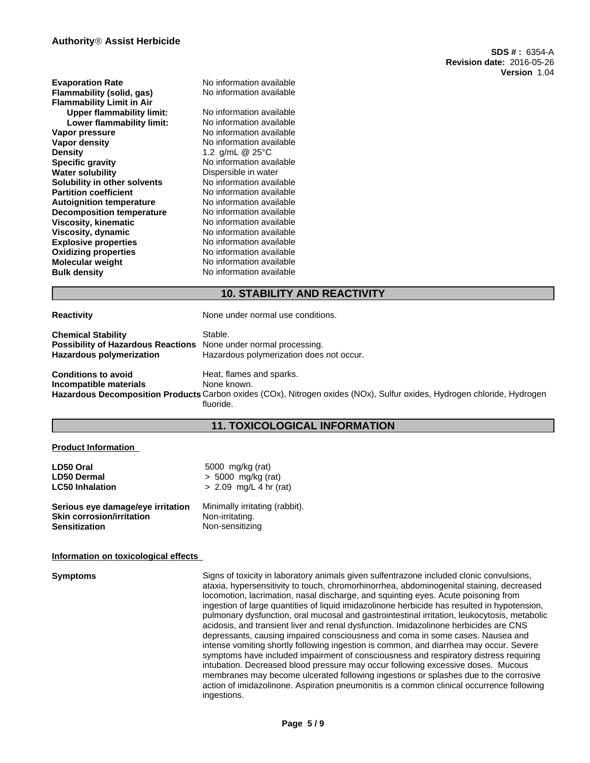| | |
|---|---|
| **Evaporation Rate** | No information available |
| **Flammability (solid, gas)** | No information available |
| **Flammability Limit in Air** | |
| **Upper flammability limit:** | No information available |
| **Lower flammability limit:** | No information available |
| **Vapor pressure** | No information available |
| **Vapor density** | No information available |
| **Density** | 1.2 g/mL @ 25°C |
| **Specific gravity** | No information available |
| **Water solubility** | Dispersible in water |
| **Solubility in other solvents** | No information available |
| **Partition coefficient** | No information available |
| **Autoignition temperature** | No information available |
| **Decomposition temperature** | No information available |
| **Viscosity, kinematic** | No information available |
| **Viscosity, dynamic** | No information available |
| **Explosive properties** | No information available |
| **Oxidizing properties** | No information available |
| **Molecular weight** | No information available |
| **Bulk density** | No information available |

## 10. STABILITY AND REACTIVITY

**Reactivity** None under normal use conditions.

**Chemical Stability** Stable.
**Possibility of Hazardous Reactions** None under normal processing.
**Hazardous polymerization** Hazardous polymerization does not occur.

**Conditions to avoid** Heat, flames and sparks.
**Incompatible materials** None known.
**Hazardous Decomposition Products** Carbon oxides (COx), Nitrogen oxides (NOx), Sulfur oxides, Hydrogen chloride, Hydrogen fluoride.

## 11. TOXICOLOGICAL INFORMATION

**Product Information**

| | |
|---|---|
| **LD50 Oral** | 5000 mg/kg (rat) |
| **LD50 Dermal** | > 5000 mg/kg (rat) |
| **LC50 Inhalation** | > 2.09 mg/L 4 hr (rat) |

| | |
|---|---|
| **Serious eye damage/eye irritation** | Minimally irritating (rabbit). |
| **Skin corrosion/irritation** | Non-irritating. |
| **Sensitization** | Non-sensitizing |

**Information on toxicological effects**

**Symptoms** Signs of toxicity in laboratory animals given sulfentrazone included clonic convulsions, ataxia, hypersensitivity to touch, chromorhinorrhea, abdominogenital staining, decreased locomotion, lacrimation, nasal discharge, and squinting eyes. Acute poisoning from ingestion of large quantities of liquid imidazolinone herbicide has resulted in hypotension, pulmonary dysfunction, oral mucosal and gastrointestinal irritation, leukocytosis, metabolic acidosis, and transient liver and renal dysfunction. Imidazolinone herbicides are CNS depressants, causing impaired consciousness and coma in some cases. Nausea and intense vomiting shortly following ingestion is common, and diarrhea may occur. Severe symptoms have included impairment of consciousness and respiratory distress requiring intubation. Decreased blood pressure may occur following excessive doses. Mucous membranes may become ulcerated following ingestions or splashes due to the corrosive action of imidazolinone. Aspiration pneumonitis is a common clinical occurrence following ingestions.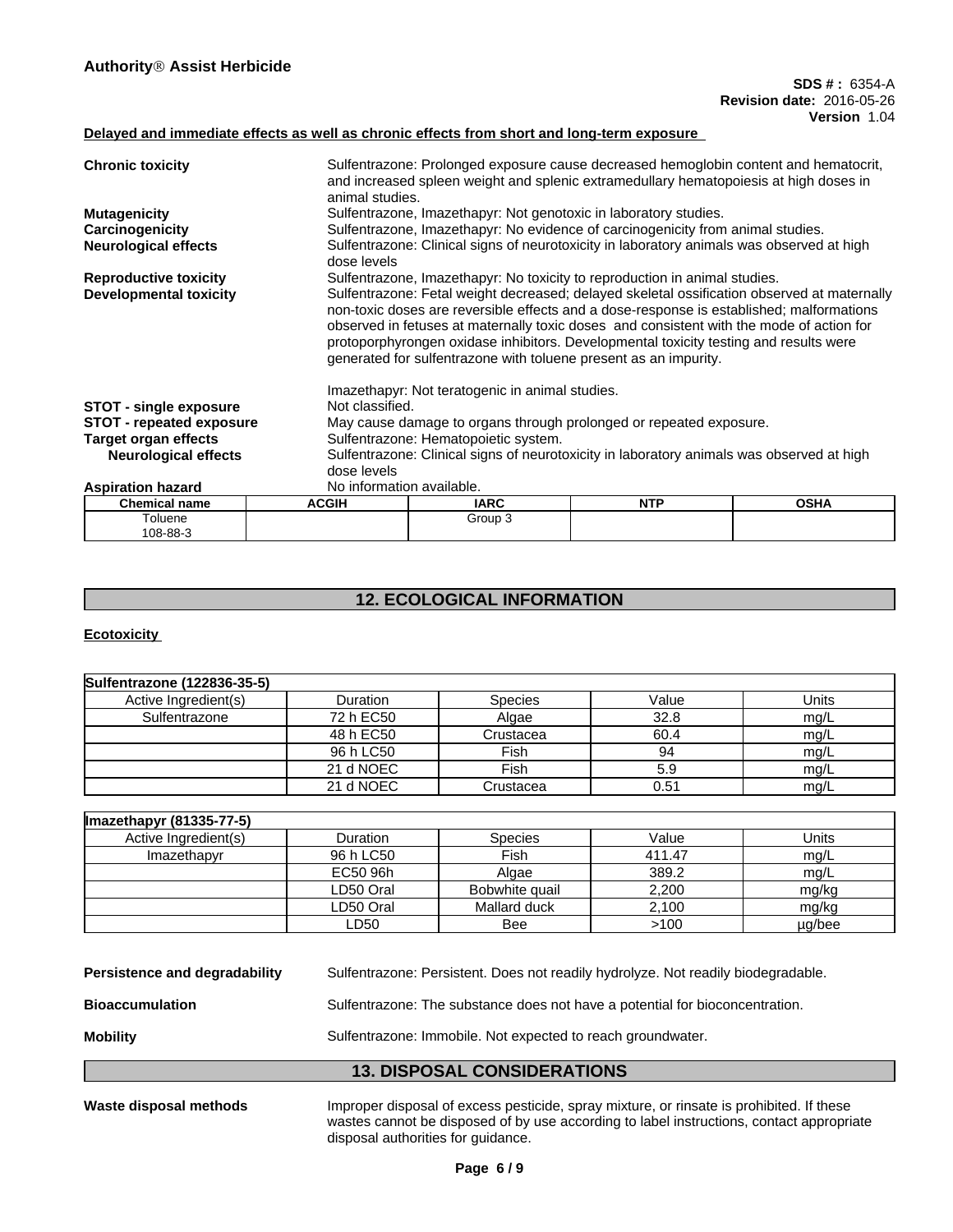**Delayed and immediate effects as well as chronic effects from short and long-term exposure**

**Chronic toxicity** Sulfentrazone: Prolonged exposure cause decreased hemoglobin content and hematocrit, and increased spleen weight and splenic extramedullary hematopoiesis at high doses in animal studies.

**Mutagenicity** Sulfentrazone, Imazethapyr: Not genotoxic in laboratory studies.

**Carcinogenicity** Sulfentrazone, Imazethapyr: No evidence of carcinogenicity from animal studies.

**Neurological effects** Sulfentrazone: Clinical signs of neurotoxicity in laboratory animals was observed at high dose levels

**Reproductive toxicity** Sulfentrazone, Imazethapyr: No toxicity to reproduction in animal studies.

**Developmental toxicity** Sulfentrazone: Fetal weight decreased; delayed skeletal ossification observed at maternally non-toxic doses are reversible effects and a dose-response is established; malformations observed in fetuses at maternally toxic doses and consistent with the mode of action for protoporphyrongen oxidase inhibitors. Developmental toxicity testing and results were generated for sulfentrazone with toluene present as an impurity.

Imazethapyr: Not teratogenic in animal studies.

**STOT - single exposure** Not classified.

**STOT - repeated exposure** May cause damage to organs through prolonged or repeated exposure.

**Target organ effects** Sulfentrazone: Hematopoietic system.

**Neurological effects** Sulfentrazone: Clinical signs of neurotoxicity in laboratory animals was observed at high dose levels

**Aspiration hazard** No information available.

| Chemical name | ACGIH | IARC | NTP | OSHA |
|---|---|---|---|---|
| Toluene<br>108-88-3 | | Group 3 | | |

## 12. ECOLOGICAL INFORMATION

**Ecotoxicity**

| Sulfentrazone (122836-35-5) | | | | |
|---|---|---|---|---|
| Active Ingredient(s) | Duration | Species | Value | Units |
| Sulfentrazone | 72 h EC50 | Algae | 32.8 | mg/L |
| | 48 h EC50 | Crustacea | 60.4 | mg/L |
| | 96 h LC50 | Fish | 94 | mg/L |
| | 21 d NOEC | Fish | 5.9 | mg/L |
| | 21 d NOEC | Crustacea | 0.51 | mg/L |

| Imazethapyr (81335-77-5) | | | | |
|---|---|---|---|---|
| Active Ingredient(s) | Duration | Species | Value | Units |
| Imazethapyr | 96 h LC50 | Fish | 411.47 | mg/L |
| | EC50 96h | Algae | 389.2 | mg/L |
| | LD50 Oral | Bobwhite quail | 2,200 | mg/kg |
| | LD50 Oral | Mallard duck | 2,100 | mg/kg |
| | LD50 | Bee | >100 | µg/bee |

**Persistence and degradability** Sulfentrazone: Persistent. Does not readily hydrolyze. Not readily biodegradable.

**Bioaccumulation** Sulfentrazone: The substance does not have a potential for bioconcentration.

**Mobility** Sulfentrazone: Immobile. Not expected to reach groundwater.

## 13. DISPOSAL CONSIDERATIONS

**Waste disposal methods** Improper disposal of excess pesticide, spray mixture, or rinsate is prohibited. If these wastes cannot be disposed of by use according to label instructions, contact appropriate disposal authorities for guidance.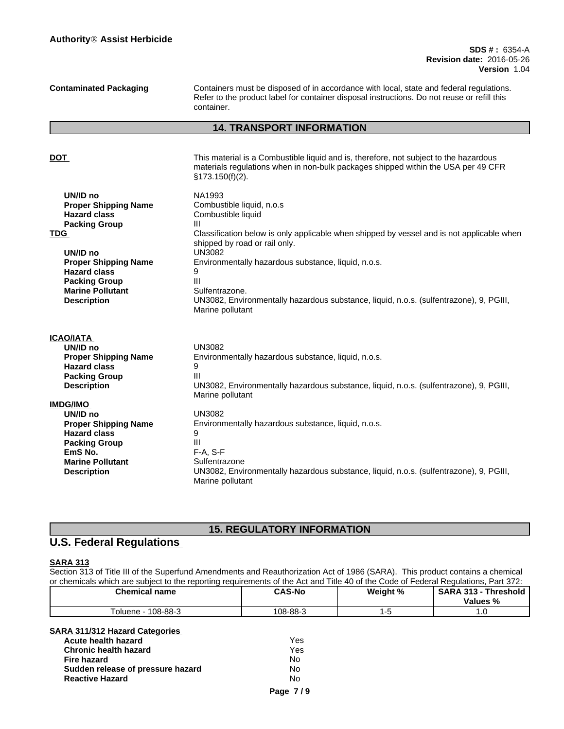**Contaminated Packaging** Containers must be disposed of in accordance with local, state and federal regulations. Refer to the product label for container disposal instructions. Do not reuse or refill this container.

## 14. TRANSPORT INFORMATION

**DOT** This material is a Combustible liquid and is, therefore, not subject to the hazardous materials regulations when in non-bulk packages shipped within the USA per 49 CFR §173.150(f)(2).

| | |
|---|---|
| **UN/ID no** | NA1993 |
| **Proper Shipping Name** | Combustible liquid, n.o.s |
| **Hazard class** | Combustible liquid |
| **Packing Group** | III |

**TDG** Classification below is only applicable when shipped by vessel and is not applicable when shipped by road or rail only.

| | |
|---|---|
| **UN/ID no** | UN3082 |
| **Proper Shipping Name** | Environmentally hazardous substance, liquid, n.o.s. |
| **Hazard class** | 9 |
| **Packing Group** | III |
| **Marine Pollutant** | Sulfentrazone. |
| **Description** | UN3082, Environmentally hazardous substance, liquid, n.o.s. (sulfentrazone), 9, PGIII, Marine pollutant |

**ICAO/IATA**

| | |
|---|---|
| **UN/ID no** | UN3082 |
| **Proper Shipping Name** | Environmentally hazardous substance, liquid, n.o.s. |
| **Hazard class** | 9 |
| **Packing Group** | III |
| **Description** | UN3082, Environmentally hazardous substance, liquid, n.o.s. (sulfentrazone), 9, PGIII, Marine pollutant |

**IMDG/IMO**

| | |
|---|---|
| **UN/ID no** | UN3082 |
| **Proper Shipping Name** | Environmentally hazardous substance, liquid, n.o.s. |
| **Hazard class** | 9 |
| **Packing Group** | III |
| **EmS No.** | F-A, S-F |
| **Marine Pollutant** | Sulfentrazone |
| **Description** | UN3082, Environmentally hazardous substance, liquid, n.o.s. (sulfentrazone), 9, PGIII, Marine pollutant |

## 15. REGULATORY INFORMATION

## U.S. Federal Regulations

**SARA 313**

Section 313 of Title III of the Superfund Amendments and Reauthorization Act of 1986 (SARA). This product contains a chemical or chemicals which are subject to the reporting requirements of the Act and Title 40 of the Code of Federal Regulations, Part 372:

| Chemical name | CAS-No | Weight % | SARA 313 - Threshold Values % |
|---|---|---|---|
| Toluene - 108-88-3 | 108-88-3 | 1-5 | 1.0 |

**SARA 311/312 Hazard Categories**

| | |
|---|---|
| **Acute health hazard** | Yes |
| **Chronic health hazard** | Yes |
| **Fire hazard** | No |
| **Sudden release of pressure hazard** | No |
| **Reactive Hazard** | No |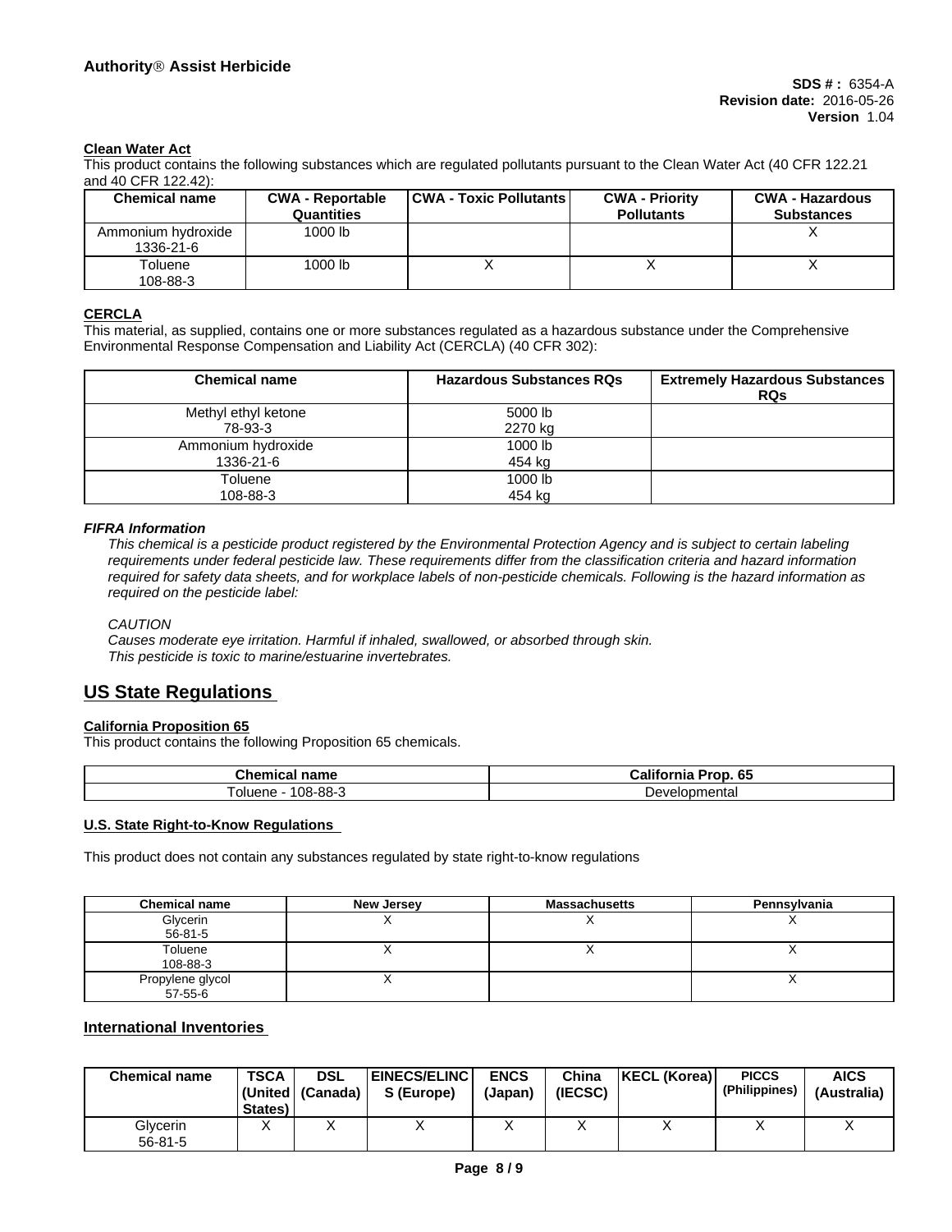**Clean Water Act**

This product contains the following substances which are regulated pollutants pursuant to the Clean Water Act (40 CFR 122.21 and 40 CFR 122.42):

| Chemical name | CWA - Reportable Quantities | CWA - Toxic Pollutants | CWA - Priority Pollutants | CWA - Hazardous Substances |
|---|---|---|---|---|
| Ammonium hydroxide 1336-21-6 | 1000 lb | | | X |
| Toluene 108-88-3 | 1000 lb | X | X | X |

**CERCLA**

This material, as supplied, contains one or more substances regulated as a hazardous substance under the Comprehensive Environmental Response Compensation and Liability Act (CERCLA) (40 CFR 302):

| Chemical name | Hazardous Substances RQs | Extremely Hazardous Substances RQs |
|---|---|---|
| Methyl ethyl ketone 78-93-3 | 5000 lb 2270 kg | |
| Ammonium hydroxide 1336-21-6 | 1000 lb 454 kg | |
| Toluene 108-88-3 | 1000 lb 454 kg | |

***FIFRA Information***

*This chemical is a pesticide product registered by the Environmental Protection Agency and is subject to certain labeling requirements under federal pesticide law. These requirements differ from the classification criteria and hazard information required for safety data sheets, and for workplace labels of non-pesticide chemicals. Following is the hazard information as required on the pesticide label:*

*CAUTION*
*Causes moderate eye irritation. Harmful if inhaled, swallowed, or absorbed through skin.*
*This pesticide is toxic to marine/estuarine invertebrates.*

## US State Regulations

**California Proposition 65**

This product contains the following Proposition 65 chemicals.

| Chemical name | California Prop. 65 |
|---|---|
| Toluene - 108-88-3 | Developmental |

**U.S. State Right-to-Know Regulations**

This product does not contain any substances regulated by state right-to-know regulations

| Chemical name | New Jersey | Massachusetts | Pennsylvania |
|---|---|---|---|
| Glycerin 56-81-5 | X | X | X |
| Toluene 108-88-3 | X | X | X |
| Propylene glycol 57-55-6 | X | | X |

## International Inventories

| Chemical name | TSCA (United States) | DSL (Canada) | EINECS/ELINCS (Europe) | ENCS (Japan) | China (IECSC) | KECL (Korea) | PICCS (Philippines) | AICS (Australia) |
|---|---|---|---|---|---|---|---|---|
| Glycerin 56-81-5 | X | X | X | X | X | X | X | X |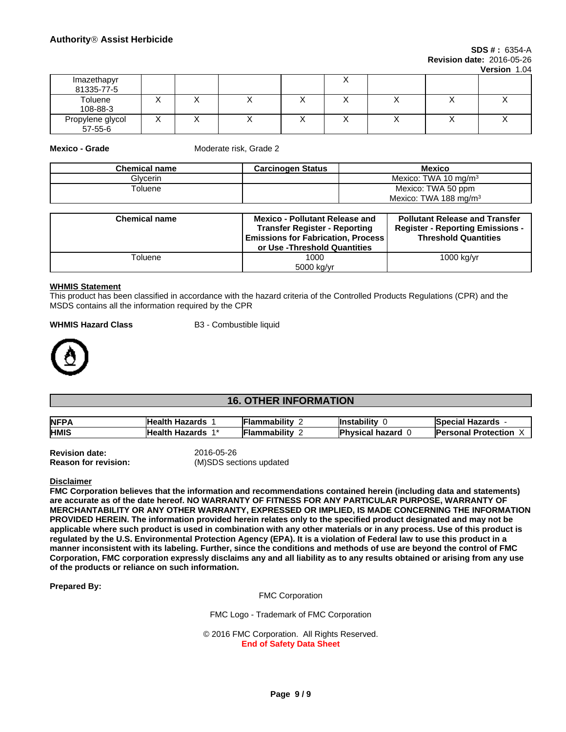| | | | | | | | | |
|---|---|---|---|---|---|---|---|---|
| Imazethapyr<br>81335-77-5 | | | | | X | | | |
| Toluene<br>108-88-3 | X | X | X | X | X | X | X | X |
| Propylene glycol<br>57-55-6 | X | X | X | X | X | X | X | X |

**Mexico - Grade** Moderate risk, Grade 2

| Chemical name | Carcinogen Status | Mexico |
|---|---|---|
| Glycerin | | Mexico: TWA 10 mg/m³ |
| Toluene | | Mexico: TWA 50 ppm<br>Mexico: TWA 188 mg/m³ |

| Chemical name | Mexico - Pollutant Release and Transfer Register - Reporting Emissions for Fabrication, Process or Use -Threshold Quantities | Pollutant Release and Transfer Register - Reporting Emissions - Threshold Quantities |
|---|---|---|
| Toluene | 1000<br>5000 kg/yr | 1000 kg/yr |

**WHMIS Statement**

This product has been classified in accordance with the hazard criteria of the Controlled Products Regulations (CPR) and the MSDS contains all the information required by the CPR

**WHMIS Hazard Class** B3 - Combustible liquid

## 16. OTHER INFORMATION

| | | | | |
|---|---|---|---|---|
| **NFPA** | **Health Hazards** 1 | **Flammability** 2 | **Instability** 0 | **Special Hazards** - |
| **HMIS** | **Health Hazards** 1* | **Flammability** 2 | **Physical hazard** 0 | **Personal Protection** X |

**Revision date:** 2016-05-26
**Reason for revision:** (M)SDS sections updated

**Disclaimer**

**FMC Corporation believes that the information and recommendations contained herein (including data and statements) are accurate as of the date hereof. NO WARRANTY OF FITNESS FOR ANY PARTICULAR PURPOSE, WARRANTY OF MERCHANTABILITY OR ANY OTHER WARRANTY, EXPRESSED OR IMPLIED, IS MADE CONCERNING THE INFORMATION PROVIDED HEREIN. The information provided herein relates only to the specified product designated and may not be applicable where such product is used in combination with any other materials or in any process. Use of this product is regulated by the U.S. Environmental Protection Agency (EPA). It is a violation of Federal law to use this product in a manner inconsistent with its labeling. Further, since the conditions and methods of use are beyond the control of FMC Corporation, FMC corporation expressly disclaims any and all liability as to any results obtained or arising from any use of the products or reliance on such information.**

**Prepared By:**

FMC Corporation

FMC Logo - Trademark of FMC Corporation

© 2016 FMC Corporation. All Rights Reserved.

**End of Safety Data Sheet**